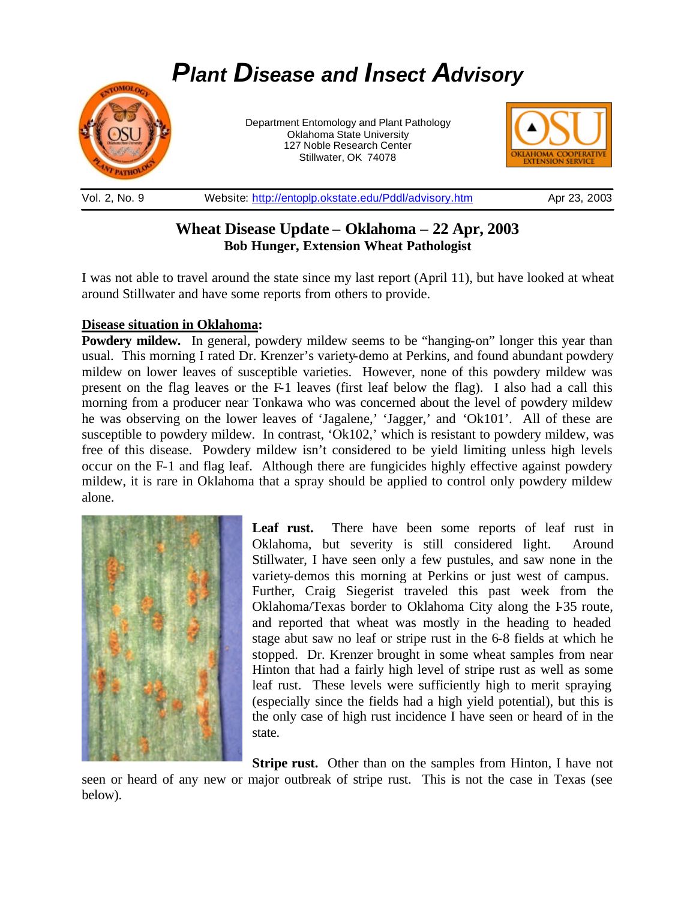# *Plant Disease and Insect Advisory*

Department Entomology and Plant Pathology
Oklahoma State University
127 Noble Research Center
Stillwater, OK 74078

Vol. 2, No. 9 | Website: http://entoplp.okstate.edu/Pddl/advisory.htm | Apr 23, 2003

## Wheat Disease Update – Oklahoma – 22 Apr, 2003

**Bob Hunger, Extension Wheat Pathologist**

I was not able to travel around the state since my last report (April 11), but have looked at wheat around Stillwater and have some reports from others to provide.

**Disease situation in Oklahoma:**

**Powdery mildew.** In general, powdery mildew seems to be "hanging-on" longer this year than usual. This morning I rated Dr. Krenzer's variety-demo at Perkins, and found abundant powdery mildew on lower leaves of susceptible varieties. However, none of this powdery mildew was present on the flag leaves or the F-1 leaves (first leaf below the flag). I also had a call this morning from a producer near Tonkawa who was concerned about the level of powdery mildew he was observing on the lower leaves of 'Jagalene,' 'Jagger,' and 'Ok101'. All of these are susceptible to powdery mildew. In contrast, 'Ok102,' which is resistant to powdery mildew, was free of this disease. Powdery mildew isn't considered to be yield limiting unless high levels occur on the F-1 and flag leaf. Although there are fungicides highly effective against powdery mildew, it is rare in Oklahoma that a spray should be applied to control only powdery mildew alone.

**Leaf rust.** There have been some reports of leaf rust in Oklahoma, but severity is still considered light. Around Stillwater, I have seen only a few pustules, and saw none in the variety-demos this morning at Perkins or just west of campus. Further, Craig Siegerist traveled this past week from the Oklahoma/Texas border to Oklahoma City along the I-35 route, and reported that wheat was mostly in the heading to headed stage abut saw no leaf or stripe rust in the 6-8 fields at which he stopped. Dr. Krenzer brought in some wheat samples from near Hinton that had a fairly high level of stripe rust as well as some leaf rust. These levels were sufficiently high to merit spraying (especially since the fields had a high yield potential), but this is the only case of high rust incidence I have seen or heard of in the state.

**Stripe rust.** Other than on the samples from Hinton, I have not seen or heard of any new or major outbreak of stripe rust. This is not the case in Texas (see below).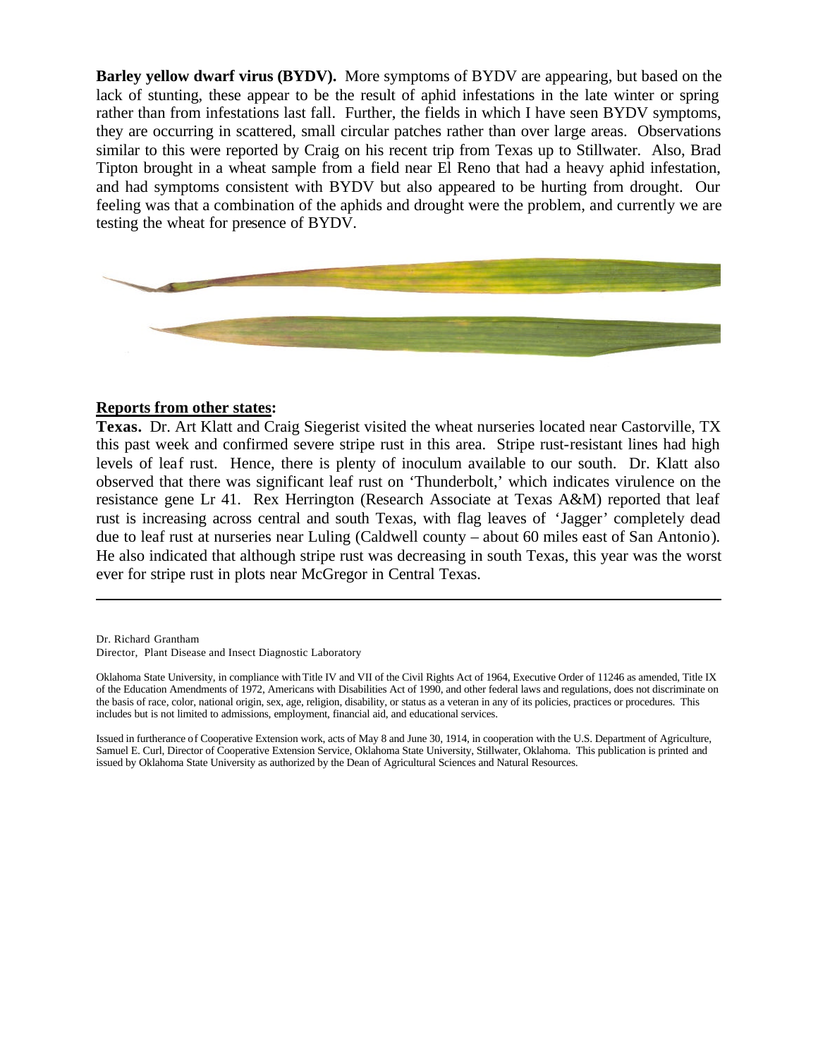**Barley yellow dwarf virus (BYDV).** More symptoms of BYDV are appearing, but based on the lack of stunting, these appear to be the result of aphid infestations in the late winter or spring rather than from infestations last fall. Further, the fields in which I have seen BYDV symptoms, they are occurring in scattered, small circular patches rather than over large areas. Observations similar to this were reported by Craig on his recent trip from Texas up to Stillwater. Also, Brad Tipton brought in a wheat sample from a field near El Reno that had a heavy aphid infestation, and had symptoms consistent with BYDV but also appeared to be hurting from drought. Our feeling was that a combination of the aphids and drought were the problem, and currently we are testing the wheat for presence of BYDV.

**Reports from other states:**

**Texas.** Dr. Art Klatt and Craig Siegerist visited the wheat nurseries located near Castorville, TX this past week and confirmed severe stripe rust in this area. Stripe rust-resistant lines had high levels of leaf rust. Hence, there is plenty of inoculum available to our south. Dr. Klatt also observed that there was significant leaf rust on 'Thunderbolt,' which indicates virulence on the resistance gene Lr 41. Rex Herrington (Research Associate at Texas A&M) reported that leaf rust is increasing across central and south Texas, with flag leaves of 'Jagger' completely dead due to leaf rust at nurseries near Luling (Caldwell county – about 60 miles east of San Antonio). He also indicated that although stripe rust was decreasing in south Texas, this year was the worst ever for stripe rust in plots near McGregor in Central Texas.

---

Dr. Richard Grantham
Director, Plant Disease and Insect Diagnostic Laboratory

Oklahoma State University, in compliance with Title IV and VII of the Civil Rights Act of 1964, Executive Order of 11246 as amended, Title IX of the Education Amendments of 1972, Americans with Disabilities Act of 1990, and other federal laws and regulations, does not discriminate on the basis of race, color, national origin, sex, age, religion, disability, or status as a veteran in any of its policies, practices or procedures. This includes but is not limited to admissions, employment, financial aid, and educational services.

Issued in furtherance of Cooperative Extension work, acts of May 8 and June 30, 1914, in cooperation with the U.S. Department of Agriculture, Samuel E. Curl, Director of Cooperative Extension Service, Oklahoma State University, Stillwater, Oklahoma. This publication is printed and issued by Oklahoma State University as authorized by the Dean of Agricultural Sciences and Natural Resources.